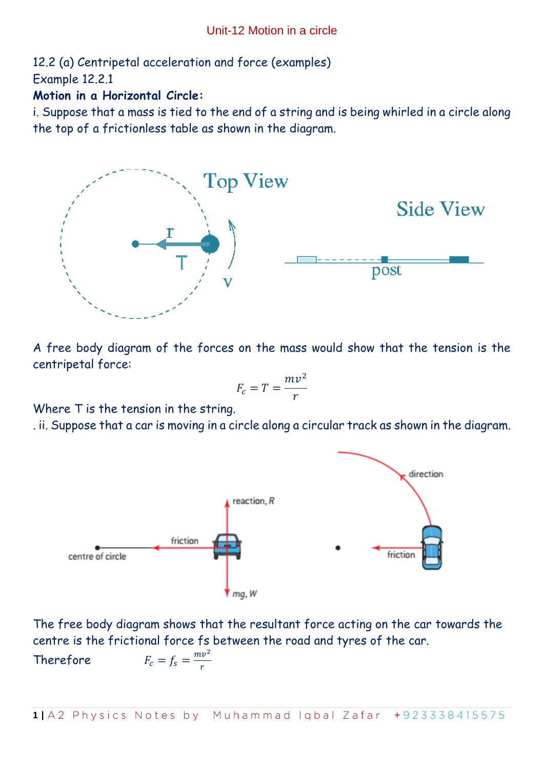Unit-12 Motion in a circle

12.2 (a) Centripetal acceleration and force (examples)

Example 12.2.1

**Motion in a Horizontal Circle:**

i. Suppose that a mass is tied to the end of a string and is being whirled in a circle along the top of a frictionless table as shown in the diagram.

A free body diagram of the forces on the mass would show that the tension is the centripetal force:

$$F_c = T = \frac{mv^2}{r}$$

Where T is the tension in the string.

. ii. Suppose that a car is moving in a circle along a circular track as shown in the diagram.

The free body diagram shows that the resultant force acting on the car towards the centre is the frictional force fs between the road and tyres of the car.

Therefore $\qquad F_c = f_s = \frac{mv^2}{r}$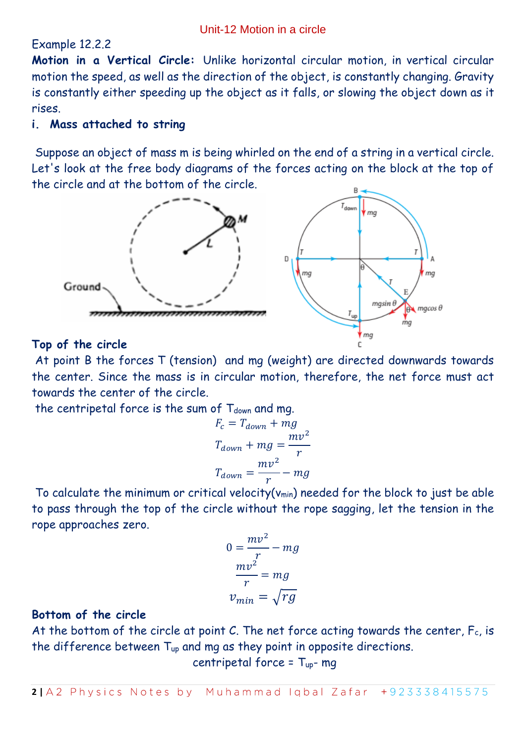Example 12.2.2

**Motion in a Vertical Circle:** Unlike horizontal circular motion, in vertical circular motion the speed, as well as the direction of the object, is constantly changing. Gravity is constantly either speeding up the object as it falls, or slowing the object down as it rises.

**i. Mass attached to string**

Suppose an object of mass m is being whirled on the end of a string in a vertical circle. Let's look at the free body diagrams of the forces acting on the block at the top of the circle and at the bottom of the circle.

**Top of the circle**

At point B the forces T (tension) and mg (weight) are directed downwards towards the center. Since the mass is in circular motion, therefore, the net force must act towards the center of the circle.

the centripetal force is the sum of $T_{down}$ and mg.

$$F_c = T_{down} + mg$$

$$T_{down} + mg = \frac{mv^2}{r}$$

$$T_{down} = \frac{mv^2}{r} - mg$$

To calculate the minimum or critical velocity($v_{min}$) needed for the block to just be able to pass through the top of the circle without the rope sagging, let the tension in the rope approaches zero.

$$0 = \frac{mv^2}{r} - mg$$

$$\frac{mv^2}{r} = mg$$

$$v_{min} = \sqrt{rg}$$

**Bottom of the circle**

At the bottom of the circle at point C. The net force acting towards the center, $F_c$, is the difference between $T_{up}$ and mg as they point in opposite directions.

centripetal force = $T_{up}$ - mg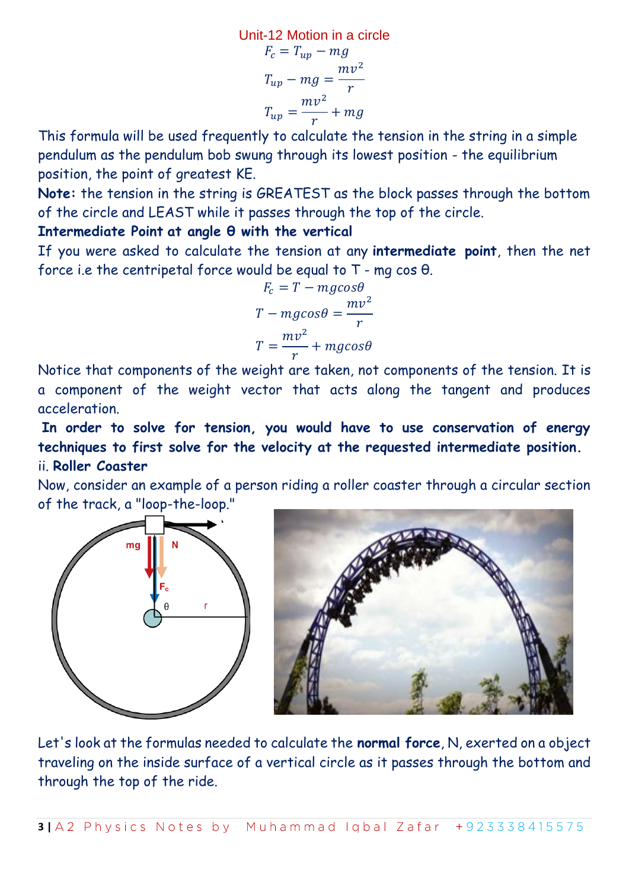Unit-12 Motion in a circle

$$F_c = T_{up} - mg$$

$$T_{up} - mg = \frac{mv^2}{r}$$

$$T_{up} = \frac{mv^2}{r} + mg$$

This formula will be used frequently to calculate the tension in the string in a simple pendulum as the pendulum bob swung through its lowest position - the equilibrium position, the point of greatest KE.

**Note:** the tension in the string is GREATEST as the block passes through the bottom of the circle and LEAST while it passes through the top of the circle.

**Intermediate Point at angle θ with the vertical**

If you were asked to calculate the tension at any **intermediate point**, then the net force i.e the centripetal force would be equal to T - mg cos θ.

$$F_c = T - mgcos\theta$$

$$T - mgcos\theta = \frac{mv^2}{r}$$

$$T = \frac{mv^2}{r} + mgcos\theta$$

Notice that components of the weight are taken, not components of the tension. It is a component of the weight vector that acts along the tangent and produces acceleration.

**In order to solve for tension, you would have to use conservation of energy techniques to first solve for the velocity at the requested intermediate position.**

ii. **Roller Coaster**

Now, consider an example of a person riding a roller coaster through a circular section of the track, a "loop-the-loop."

Let's look at the formulas needed to calculate the **normal force**, N, exerted on a object traveling on the inside surface of a vertical circle as it passes through the bottom and through the top of the ride.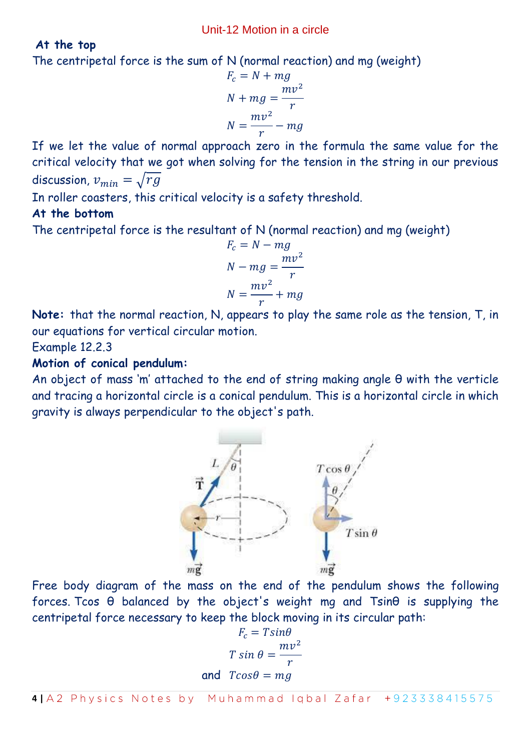**At the top**

The centripetal force is the sum of N (normal reaction) and mg (weight)

$$F_c = N + mg$$

$$N + mg = \frac{mv^2}{r}$$

$$N = \frac{mv^2}{r} - mg$$

If we let the value of normal approach zero in the formula the same value for the critical velocity that we got when solving for the tension in the string in our previous discussion, $v_{min} = \sqrt{rg}$

In roller coasters, this critical velocity is a safety threshold.

**At the bottom**

The centripetal force is the resultant of N (normal reaction) and mg (weight)

$$F_c = N - mg$$

$$N - mg = \frac{mv^2}{r}$$

$$N = \frac{mv^2}{r} + mg$$

**Note:** that the normal reaction, N, appears to play the same role as the tension, T, in our equations for vertical circular motion.

Example 12.2.3

**Motion of conical pendulum:**

An object of mass 'm' attached to the end of string making angle θ with the verticle and tracing a horizontal circle is a conical pendulum. This is a horizontal circle in which gravity is always perpendicular to the object's path.

Free body diagram of the mass on the end of the pendulum shows the following forces. Tcos θ balanced by the object's weight mg and Tsinθ is supplying the centripetal force necessary to keep the block moving in its circular path:

$$F_c = T\sin\theta$$

$$T\sin\theta = \frac{mv^2}{r}$$

and $\quad T\cos\theta = mg$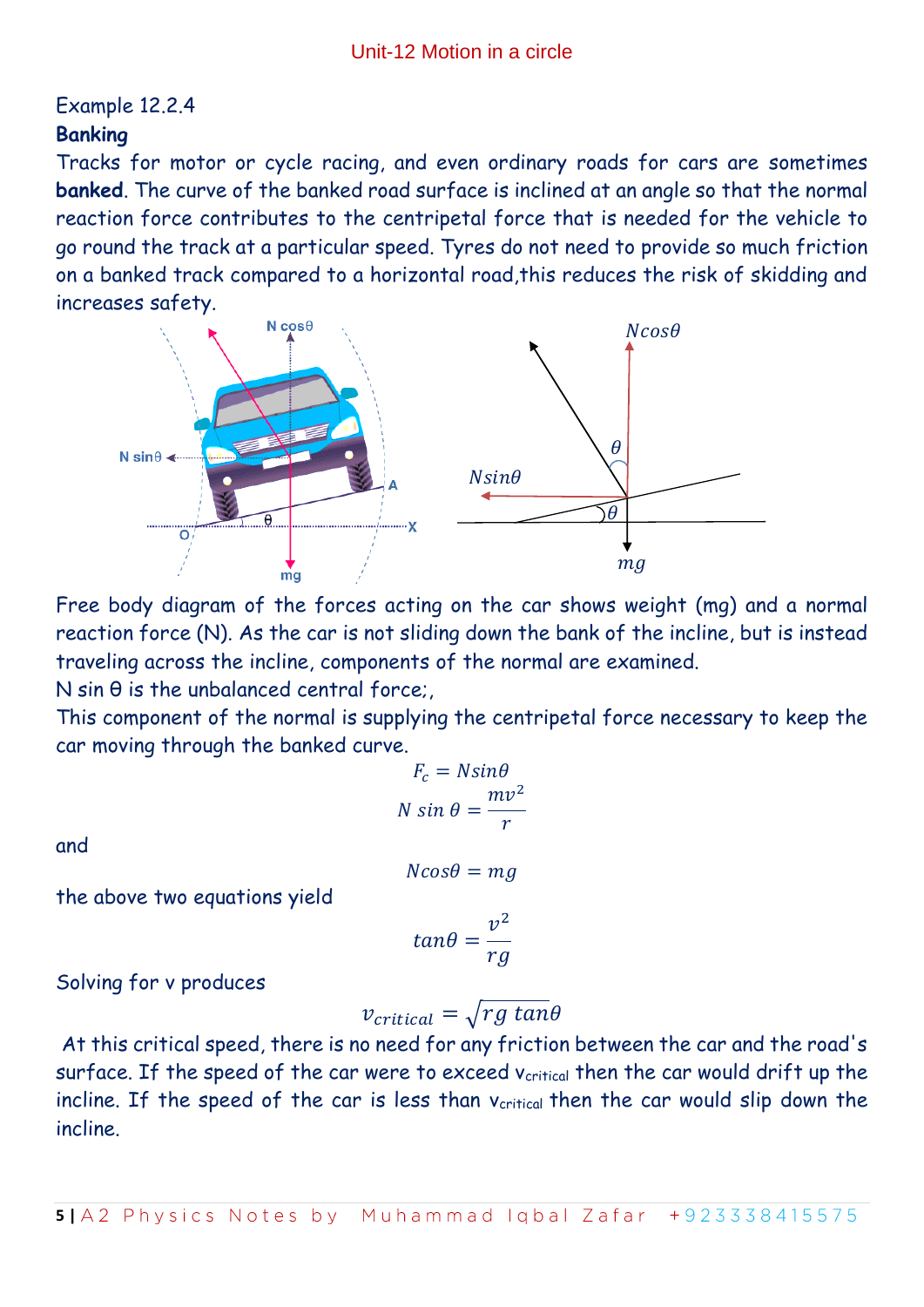Example 12.2.4

**Banking**

Tracks for motor or cycle racing, and even ordinary roads for cars are sometimes **banked**. The curve of the banked road surface is inclined at an angle so that the normal reaction force contributes to the centripetal force that is needed for the vehicle to go round the track at a particular speed. Tyres do not need to provide so much friction on a banked track compared to a horizontal road,this reduces the risk of skidding and increases safety.

N cosθ

N sinθ

A

θ

O

X

mg

$Ncos\theta$

$\theta$

$Nsin\theta$

$\theta$

$mg$

Free body diagram of the forces acting on the car shows weight (mg) and a normal reaction force (N). As the car is not sliding down the bank of the incline, but is instead traveling across the incline, components of the normal are examined.

N sin θ is the unbalanced central force;,

This component of the normal is supplying the centripetal force necessary to keep the car moving through the banked curve.

$$F_c = Nsin\theta$$

$$N\ sin\ \theta = \frac{mv^2}{r}$$

and

$$Ncos\theta = mg$$

the above two equations yield

$$tan\theta = \frac{v^2}{rg}$$

Solving for v produces

$$v_{critical} = \sqrt{rg\ tan\theta}$$

At this critical speed, there is no need for any friction between the car and the road's surface. If the speed of the car were to exceed $v_{critical}$ then the car would drift up the incline. If the speed of the car is less than $v_{critical}$ then the car would slip down the incline.